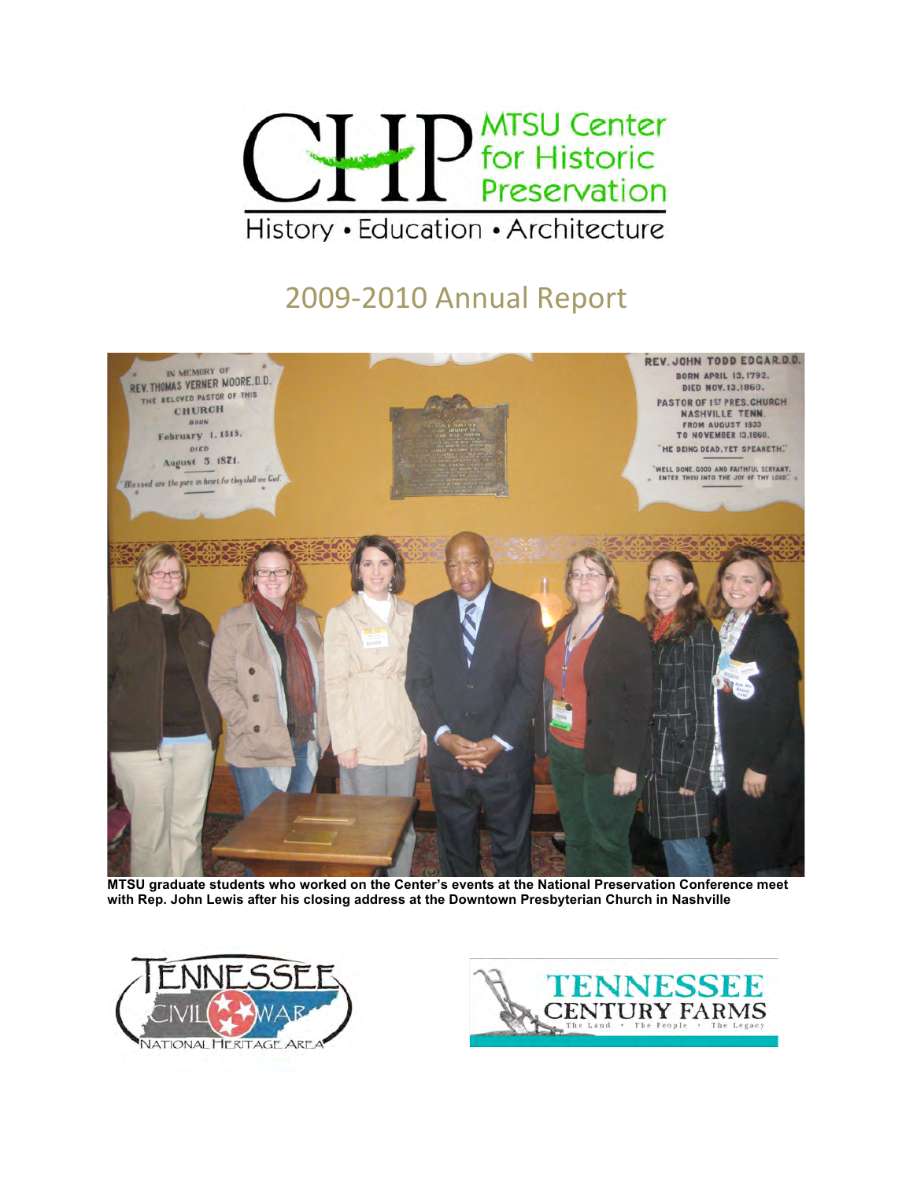# MTSU Center for Historic Preservation

History • Education • Architecture

## 2009-2010 Annual Report

**MTSU graduate students who worked on the Center's events at the National Preservation Conference meet with Rep. John Lewis after his closing address at the Downtown Presbyterian Church in Nashville**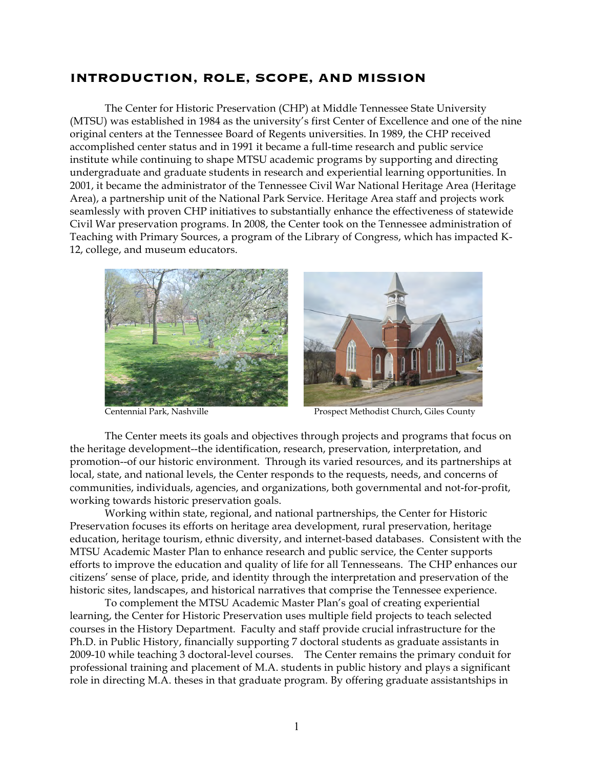## INTRODUCTION, ROLE, SCOPE, AND MISSION

The Center for Historic Preservation (CHP) at Middle Tennessee State University (MTSU) was established in 1984 as the university's first Center of Excellence and one of the nine original centers at the Tennessee Board of Regents universities. In 1989, the CHP received accomplished center status and in 1991 it became a full-time research and public service institute while continuing to shape MTSU academic programs by supporting and directing undergraduate and graduate students in research and experiential learning opportunities. In 2001, it became the administrator of the Tennessee Civil War National Heritage Area (Heritage Area), a partnership unit of the National Park Service. Heritage Area staff and projects work seamlessly with proven CHP initiatives to substantially enhance the effectiveness of statewide Civil War preservation programs. In 2008, the Center took on the Tennessee administration of Teaching with Primary Sources, a program of the Library of Congress, which has impacted K-12, college, and museum educators.

Centennial Park, Nashville

Prospect Methodist Church, Giles County

The Center meets its goals and objectives through projects and programs that focus on the heritage development--the identification, research, preservation, interpretation, and promotion--of our historic environment. Through its varied resources, and its partnerships at local, state, and national levels, the Center responds to the requests, needs, and concerns of communities, individuals, agencies, and organizations, both governmental and not-for-profit, working towards historic preservation goals.

Working within state, regional, and national partnerships, the Center for Historic Preservation focuses its efforts on heritage area development, rural preservation, heritage education, heritage tourism, ethnic diversity, and internet-based databases. Consistent with the MTSU Academic Master Plan to enhance research and public service, the Center supports efforts to improve the education and quality of life for all Tennesseans. The CHP enhances our citizens' sense of place, pride, and identity through the interpretation and preservation of the historic sites, landscapes, and historical narratives that comprise the Tennessee experience.

To complement the MTSU Academic Master Plan's goal of creating experiential learning, the Center for Historic Preservation uses multiple field projects to teach selected courses in the History Department. Faculty and staff provide crucial infrastructure for the Ph.D. in Public History, financially supporting 7 doctoral students as graduate assistants in 2009-10 while teaching 3 doctoral-level courses. The Center remains the primary conduit for professional training and placement of M.A. students in public history and plays a significant role in directing M.A. theses in that graduate program. By offering graduate assistantships in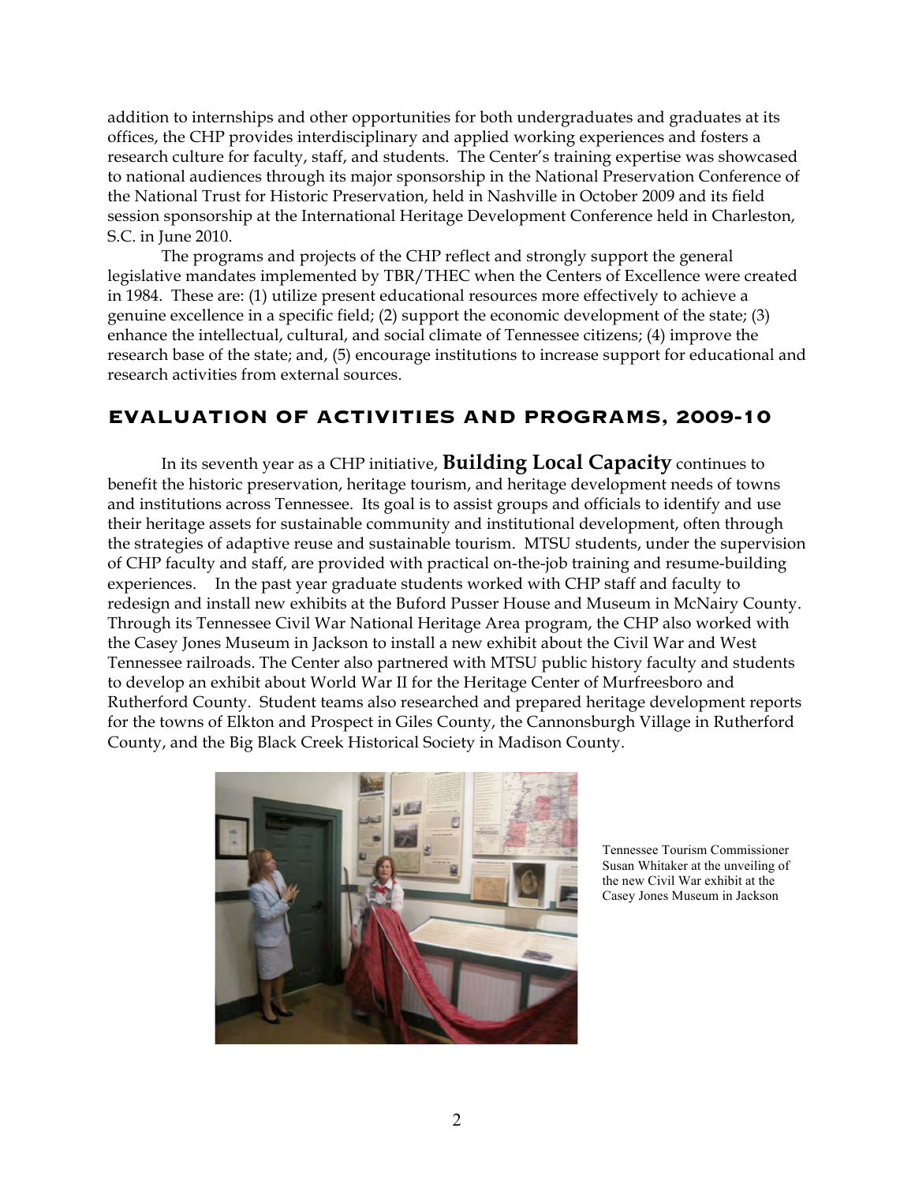addition to internships and other opportunities for both undergraduates and graduates at its offices, the CHP provides interdisciplinary and applied working experiences and fosters a research culture for faculty, staff, and students. The Center's training expertise was showcased to national audiences through its major sponsorship in the National Preservation Conference of the National Trust for Historic Preservation, held in Nashville in October 2009 and its field session sponsorship at the International Heritage Development Conference held in Charleston, S.C. in June 2010.

The programs and projects of the CHP reflect and strongly support the general legislative mandates implemented by TBR/THEC when the Centers of Excellence were created in 1984. These are: (1) utilize present educational resources more effectively to achieve a genuine excellence in a specific field; (2) support the economic development of the state; (3) enhance the intellectual, cultural, and social climate of Tennessee citizens; (4) improve the research base of the state; and, (5) encourage institutions to increase support for educational and research activities from external sources.

## EVALUATION OF ACTIVITIES AND PROGRAMS, 2009-10

In its seventh year as a CHP initiative, **Building Local Capacity** continues to benefit the historic preservation, heritage tourism, and heritage development needs of towns and institutions across Tennessee. Its goal is to assist groups and officials to identify and use their heritage assets for sustainable community and institutional development, often through the strategies of adaptive reuse and sustainable tourism. MTSU students, under the supervision of CHP faculty and staff, are provided with practical on-the-job training and resume-building experiences. In the past year graduate students worked with CHP staff and faculty to redesign and install new exhibits at the Buford Pusser House and Museum in McNairy County. Through its Tennessee Civil War National Heritage Area program, the CHP also worked with the Casey Jones Museum in Jackson to install a new exhibit about the Civil War and West Tennessee railroads. The Center also partnered with MTSU public history faculty and students to develop an exhibit about World War II for the Heritage Center of Murfreesboro and Rutherford County. Student teams also researched and prepared heritage development reports for the towns of Elkton and Prospect in Giles County, the Cannonsburgh Village in Rutherford County, and the Big Black Creek Historical Society in Madison County.

Tennessee Tourism Commissioner Susan Whitaker at the unveiling of the new Civil War exhibit at the Casey Jones Museum in Jackson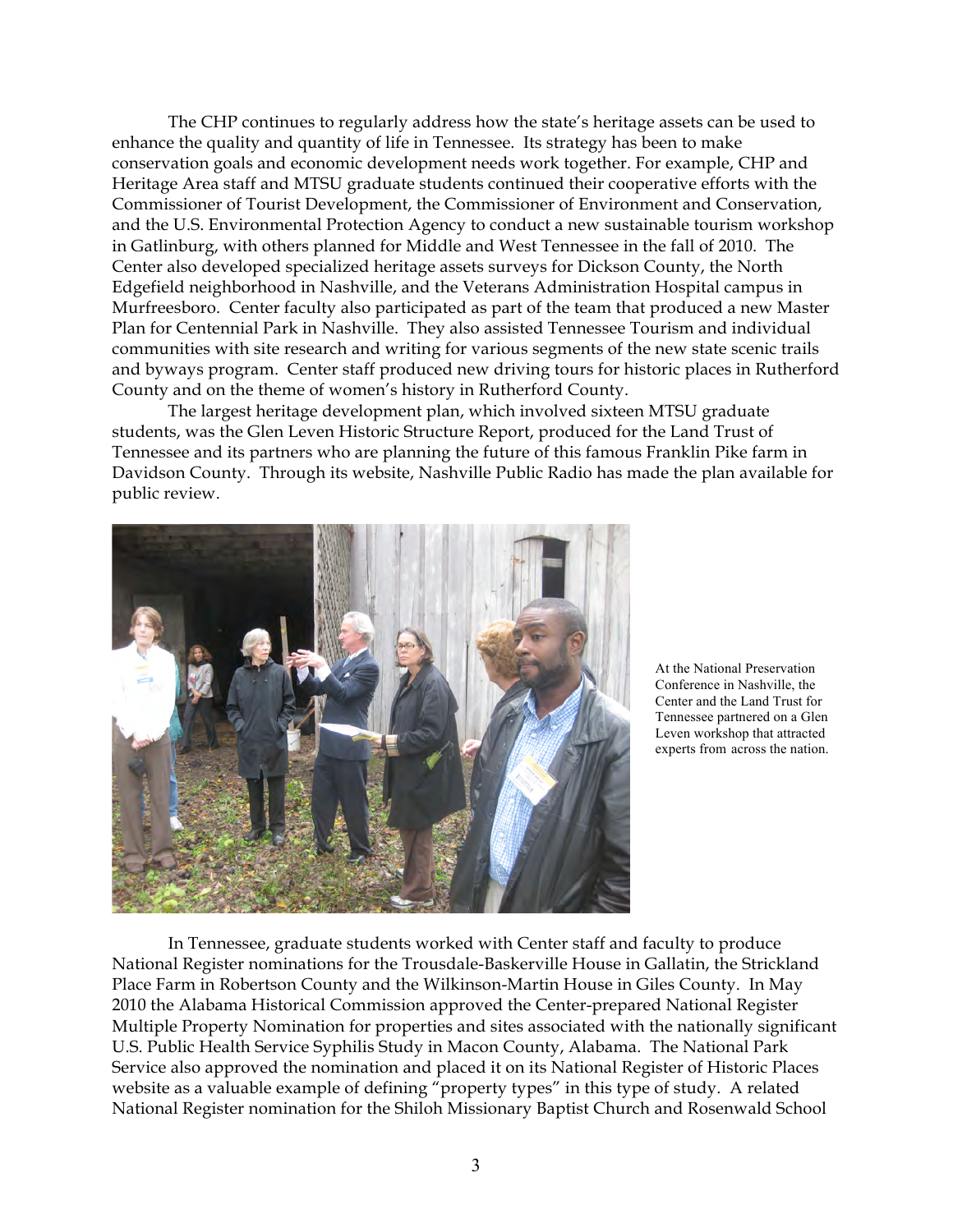The CHP continues to regularly address how the state's heritage assets can be used to enhance the quality and quantity of life in Tennessee. Its strategy has been to make conservation goals and economic development needs work together. For example, CHP and Heritage Area staff and MTSU graduate students continued their cooperative efforts with the Commissioner of Tourist Development, the Commissioner of Environment and Conservation, and the U.S. Environmental Protection Agency to conduct a new sustainable tourism workshop in Gatlinburg, with others planned for Middle and West Tennessee in the fall of 2010. The Center also developed specialized heritage assets surveys for Dickson County, the North Edgefield neighborhood in Nashville, and the Veterans Administration Hospital campus in Murfreesboro. Center faculty also participated as part of the team that produced a new Master Plan for Centennial Park in Nashville. They also assisted Tennessee Tourism and individual communities with site research and writing for various segments of the new state scenic trails and byways program. Center staff produced new driving tours for historic places in Rutherford County and on the theme of women's history in Rutherford County.

The largest heritage development plan, which involved sixteen MTSU graduate students, was the Glen Leven Historic Structure Report, produced for the Land Trust of Tennessee and its partners who are planning the future of this famous Franklin Pike farm in Davidson County. Through its website, Nashville Public Radio has made the plan available for public review.

At the National Preservation Conference in Nashville, the Center and the Land Trust for Tennessee partnered on a Glen Leven workshop that attracted experts from across the nation.

In Tennessee, graduate students worked with Center staff and faculty to produce National Register nominations for the Trousdale-Baskerville House in Gallatin, the Strickland Place Farm in Robertson County and the Wilkinson-Martin House in Giles County. In May 2010 the Alabama Historical Commission approved the Center-prepared National Register Multiple Property Nomination for properties and sites associated with the nationally significant U.S. Public Health Service Syphilis Study in Macon County, Alabama. The National Park Service also approved the nomination and placed it on its National Register of Historic Places website as a valuable example of defining "property types" in this type of study. A related National Register nomination for the Shiloh Missionary Baptist Church and Rosenwald School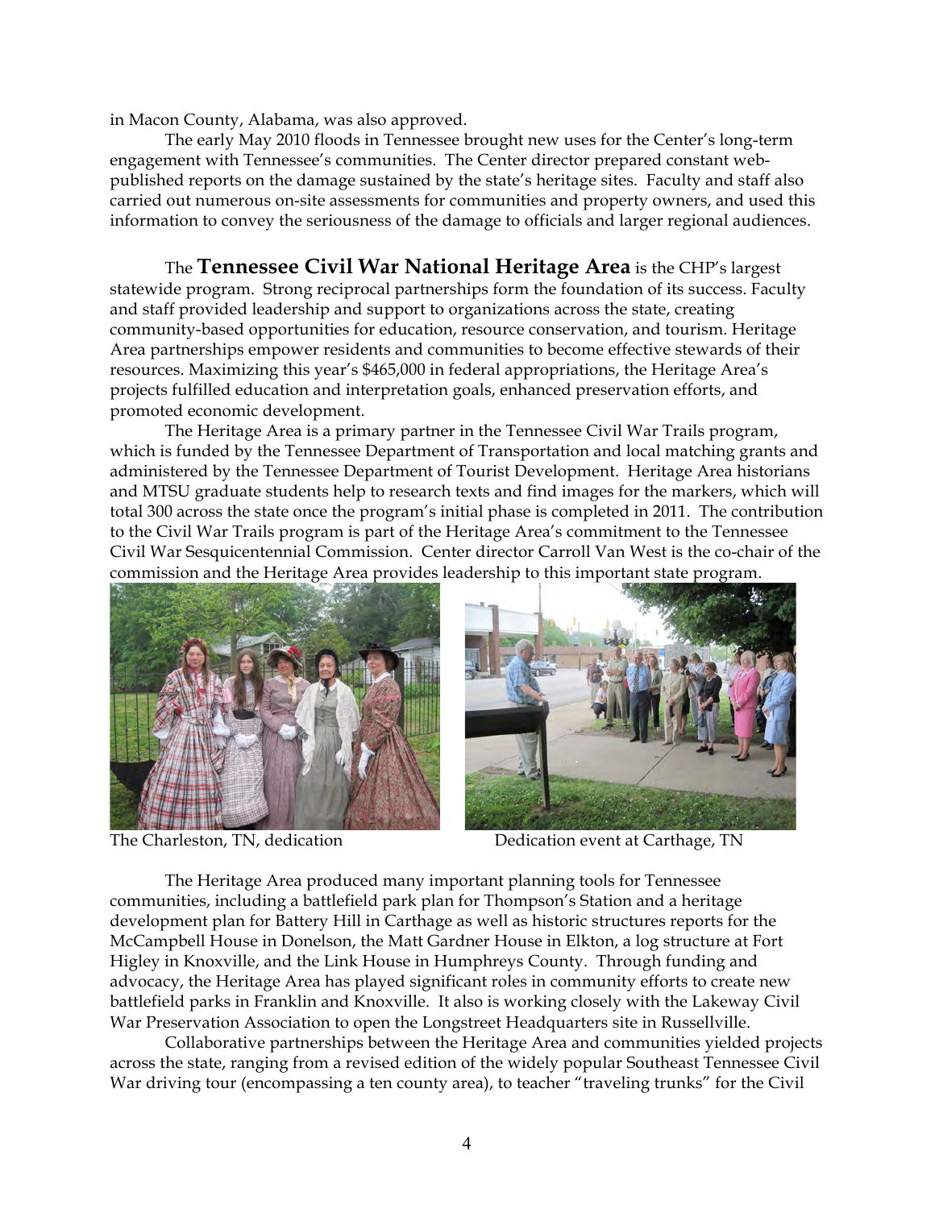in Macon County, Alabama, was also approved.

The early May 2010 floods in Tennessee brought new uses for the Center's long-term engagement with Tennessee's communities. The Center director prepared constant web-published reports on the damage sustained by the state's heritage sites. Faculty and staff also carried out numerous on-site assessments for communities and property owners, and used this information to convey the seriousness of the damage to officials and larger regional audiences.

The **Tennessee Civil War National Heritage Area** is the CHP's largest statewide program. Strong reciprocal partnerships form the foundation of its success. Faculty and staff provided leadership and support to organizations across the state, creating community-based opportunities for education, resource conservation, and tourism. Heritage Area partnerships empower residents and communities to become effective stewards of their resources. Maximizing this year's $465,000 in federal appropriations, the Heritage Area's projects fulfilled education and interpretation goals, enhanced preservation efforts, and promoted economic development.

The Heritage Area is a primary partner in the Tennessee Civil War Trails program, which is funded by the Tennessee Department of Transportation and local matching grants and administered by the Tennessee Department of Tourist Development. Heritage Area historians and MTSU graduate students help to research texts and find images for the markers, which will total 300 across the state once the program's initial phase is completed in 2011. The contribution to the Civil War Trails program is part of the Heritage Area's commitment to the Tennessee Civil War Sesquicentennial Commission. Center director Carroll Van West is the co-chair of the commission and the Heritage Area provides leadership to this important state program.

The Charleston, TN, dedication

Dedication event at Carthage, TN

The Heritage Area produced many important planning tools for Tennessee communities, including a battlefield park plan for Thompson's Station and a heritage development plan for Battery Hill in Carthage as well as historic structures reports for the McCampbell House in Donelson, the Matt Gardner House in Elkton, a log structure at Fort Higley in Knoxville, and the Link House in Humphreys County. Through funding and advocacy, the Heritage Area has played significant roles in community efforts to create new battlefield parks in Franklin and Knoxville. It also is working closely with the Lakeway Civil War Preservation Association to open the Longstreet Headquarters site in Russellville.

Collaborative partnerships between the Heritage Area and communities yielded projects across the state, ranging from a revised edition of the widely popular Southeast Tennessee Civil War driving tour (encompassing a ten county area), to teacher "traveling trunks" for the Civil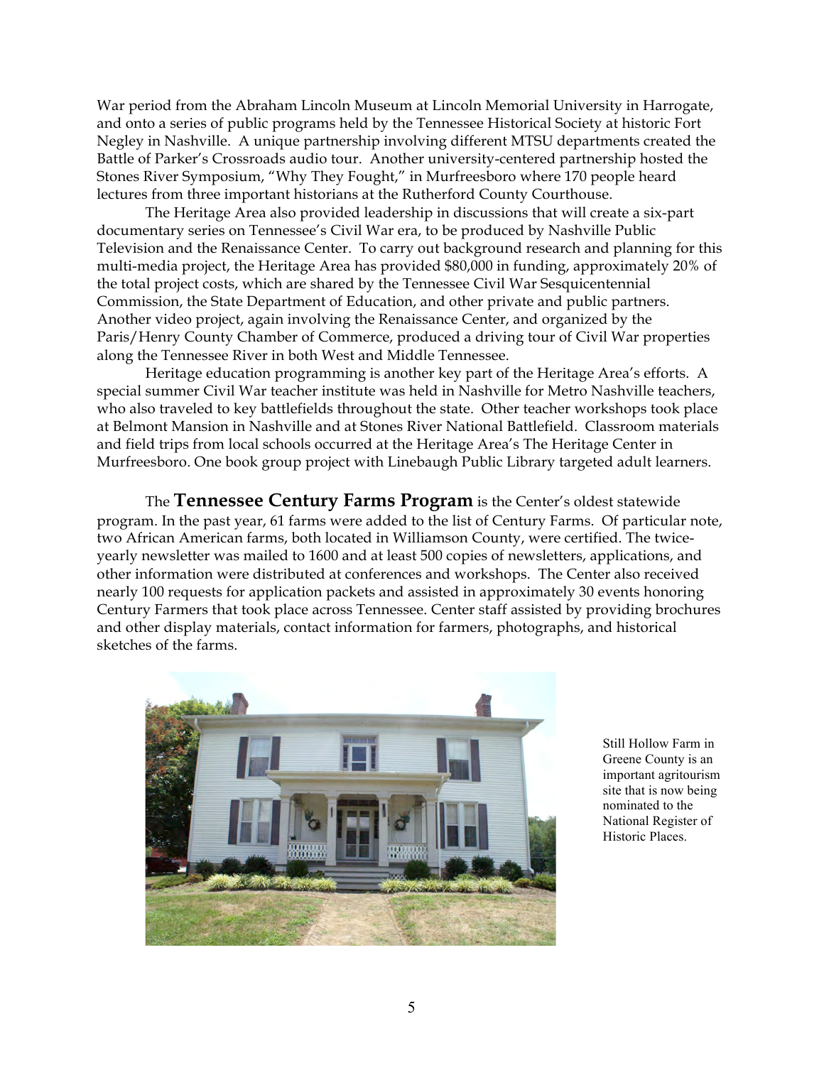War period from the Abraham Lincoln Museum at Lincoln Memorial University in Harrogate, and onto a series of public programs held by the Tennessee Historical Society at historic Fort Negley in Nashville. A unique partnership involving different MTSU departments created the Battle of Parker's Crossroads audio tour. Another university-centered partnership hosted the Stones River Symposium, "Why They Fought," in Murfreesboro where 170 people heard lectures from three important historians at the Rutherford County Courthouse.

The Heritage Area also provided leadership in discussions that will create a six-part documentary series on Tennessee's Civil War era, to be produced by Nashville Public Television and the Renaissance Center. To carry out background research and planning for this multi-media project, the Heritage Area has provided $80,000 in funding, approximately 20% of the total project costs, which are shared by the Tennessee Civil War Sesquicentennial Commission, the State Department of Education, and other private and public partners. Another video project, again involving the Renaissance Center, and organized by the Paris/Henry County Chamber of Commerce, produced a driving tour of Civil War properties along the Tennessee River in both West and Middle Tennessee.

Heritage education programming is another key part of the Heritage Area's efforts. A special summer Civil War teacher institute was held in Nashville for Metro Nashville teachers, who also traveled to key battlefields throughout the state. Other teacher workshops took place at Belmont Mansion in Nashville and at Stones River National Battlefield. Classroom materials and field trips from local schools occurred at the Heritage Area's The Heritage Center in Murfreesboro. One book group project with Linebaugh Public Library targeted adult learners.

The **Tennessee Century Farms Program** is the Center's oldest statewide program. In the past year, 61 farms were added to the list of Century Farms. Of particular note, two African American farms, both located in Williamson County, were certified. The twice-yearly newsletter was mailed to 1600 and at least 500 copies of newsletters, applications, and other information were distributed at conferences and workshops. The Center also received nearly 100 requests for application packets and assisted in approximately 30 events honoring Century Farmers that took place across Tennessee. Center staff assisted by providing brochures and other display materials, contact information for farmers, photographs, and historical sketches of the farms.

Still Hollow Farm in Greene County is an important agritourism site that is now being nominated to the National Register of Historic Places.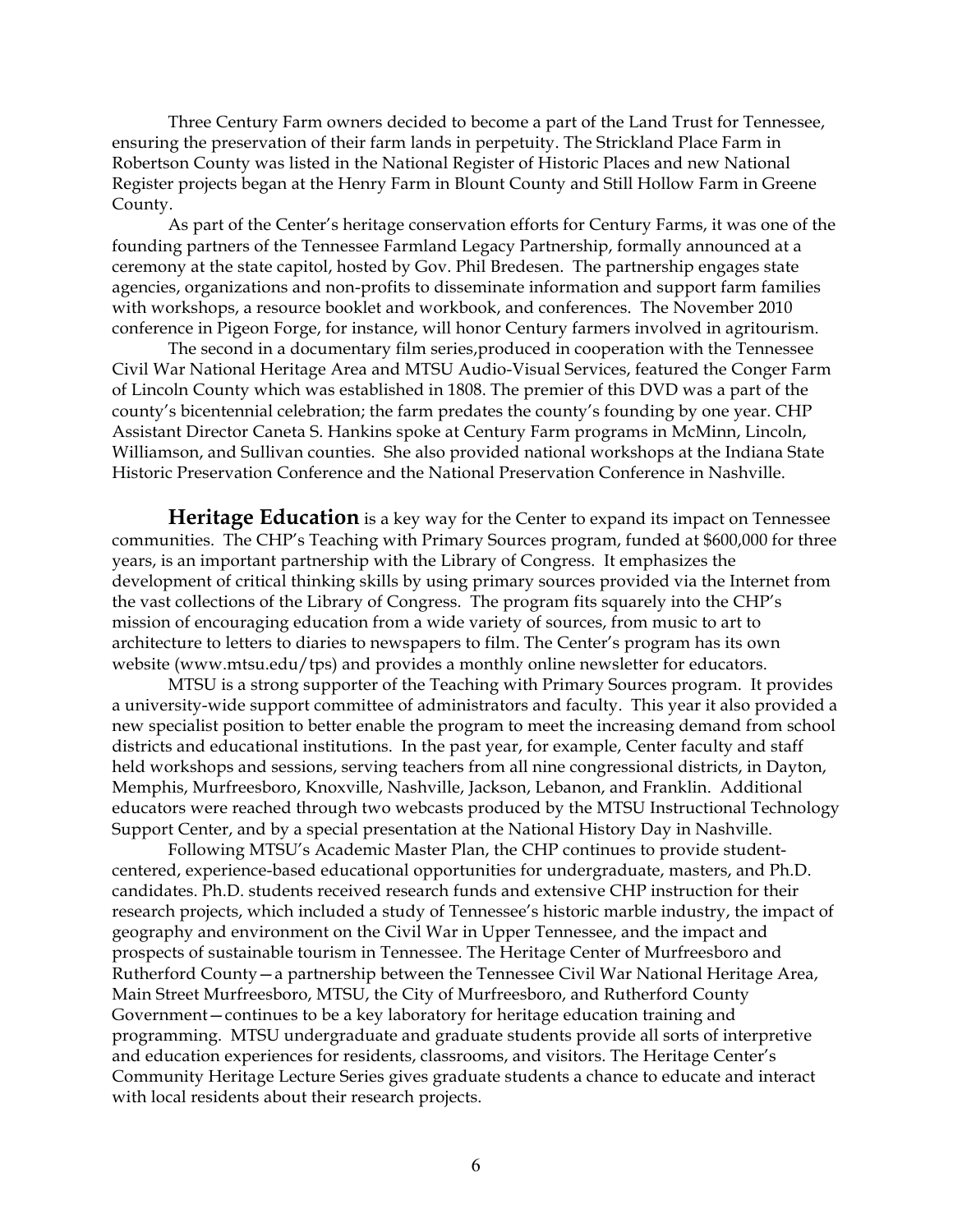Three Century Farm owners decided to become a part of the Land Trust for Tennessee, ensuring the preservation of their farm lands in perpetuity. The Strickland Place Farm in Robertson County was listed in the National Register of Historic Places and new National Register projects began at the Henry Farm in Blount County and Still Hollow Farm in Greene County.

As part of the Center's heritage conservation efforts for Century Farms, it was one of the founding partners of the Tennessee Farmland Legacy Partnership, formally announced at a ceremony at the state capitol, hosted by Gov. Phil Bredesen. The partnership engages state agencies, organizations and non-profits to disseminate information and support farm families with workshops, a resource booklet and workbook, and conferences. The November 2010 conference in Pigeon Forge, for instance, will honor Century farmers involved in agritourism.

The second in a documentary film series,produced in cooperation with the Tennessee Civil War National Heritage Area and MTSU Audio-Visual Services, featured the Conger Farm of Lincoln County which was established in 1808. The premier of this DVD was a part of the county's bicentennial celebration; the farm predates the county's founding by one year. CHP Assistant Director Caneta S. Hankins spoke at Century Farm programs in McMinn, Lincoln, Williamson, and Sullivan counties. She also provided national workshops at the Indiana State Historic Preservation Conference and the National Preservation Conference in Nashville.

**Heritage Education** is a key way for the Center to expand its impact on Tennessee communities. The CHP's Teaching with Primary Sources program, funded at $600,000 for three years, is an important partnership with the Library of Congress. It emphasizes the development of critical thinking skills by using primary sources provided via the Internet from the vast collections of the Library of Congress. The program fits squarely into the CHP's mission of encouraging education from a wide variety of sources, from music to art to architecture to letters to diaries to newspapers to film. The Center's program has its own website (www.mtsu.edu/tps) and provides a monthly online newsletter for educators.

MTSU is a strong supporter of the Teaching with Primary Sources program. It provides a university-wide support committee of administrators and faculty. This year it also provided a new specialist position to better enable the program to meet the increasing demand from school districts and educational institutions. In the past year, for example, Center faculty and staff held workshops and sessions, serving teachers from all nine congressional districts, in Dayton, Memphis, Murfreesboro, Knoxville, Nashville, Jackson, Lebanon, and Franklin. Additional educators were reached through two webcasts produced by the MTSU Instructional Technology Support Center, and by a special presentation at the National History Day in Nashville.

Following MTSU's Academic Master Plan, the CHP continues to provide student-centered, experience-based educational opportunities for undergraduate, masters, and Ph.D. candidates. Ph.D. students received research funds and extensive CHP instruction for their research projects, which included a study of Tennessee's historic marble industry, the impact of geography and environment on the Civil War in Upper Tennessee, and the impact and prospects of sustainable tourism in Tennessee. The Heritage Center of Murfreesboro and Rutherford County—a partnership between the Tennessee Civil War National Heritage Area, Main Street Murfreesboro, MTSU, the City of Murfreesboro, and Rutherford County Government—continues to be a key laboratory for heritage education training and programming. MTSU undergraduate and graduate students provide all sorts of interpretive and education experiences for residents, classrooms, and visitors. The Heritage Center's Community Heritage Lecture Series gives graduate students a chance to educate and interact with local residents about their research projects.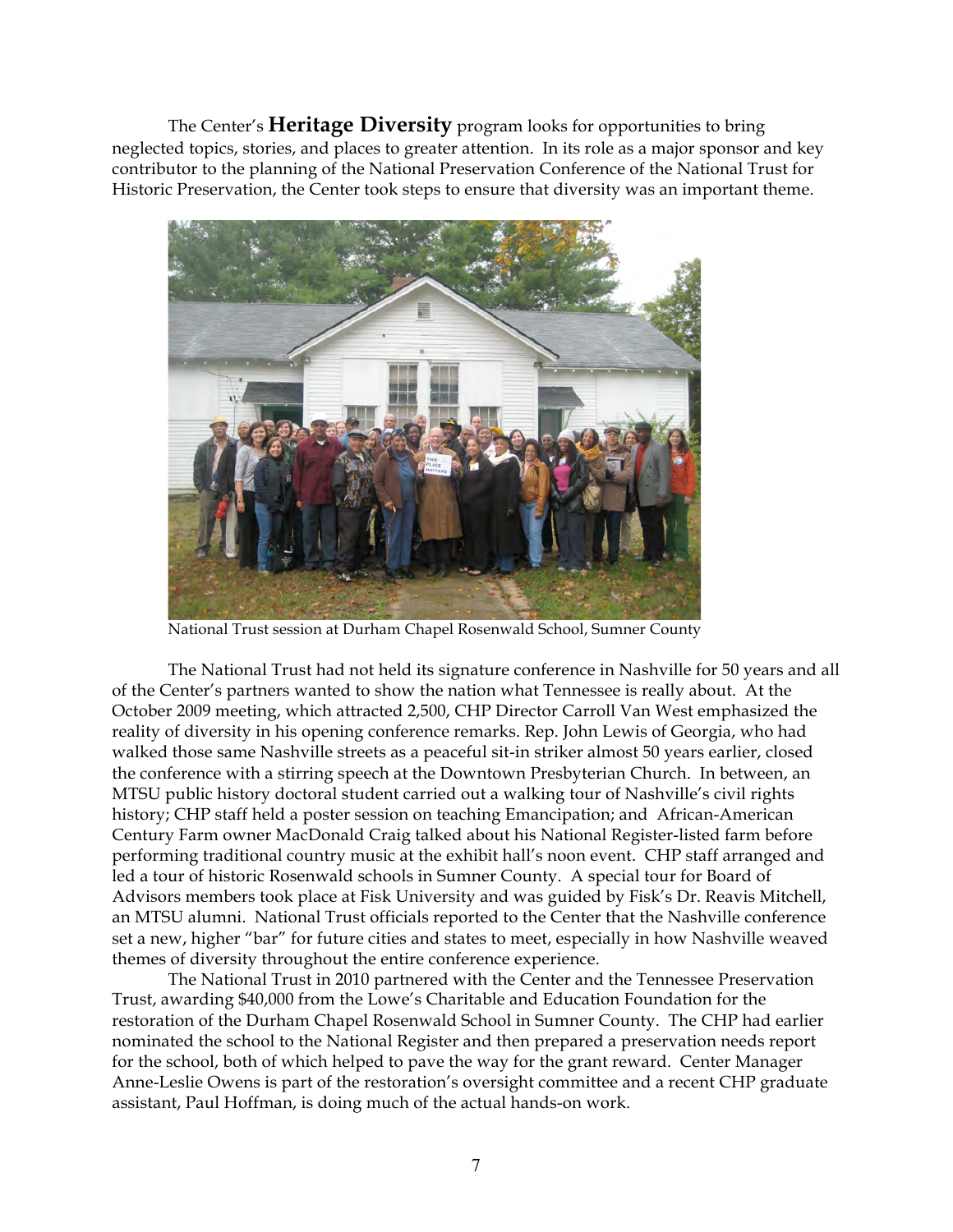The Center's **Heritage Diversity** program looks for opportunities to bring neglected topics, stories, and places to greater attention. In its role as a major sponsor and key contributor to the planning of the National Preservation Conference of the National Trust for Historic Preservation, the Center took steps to ensure that diversity was an important theme.

National Trust session at Durham Chapel Rosenwald School, Sumner County

The National Trust had not held its signature conference in Nashville for 50 years and all of the Center's partners wanted to show the nation what Tennessee is really about. At the October 2009 meeting, which attracted 2,500, CHP Director Carroll Van West emphasized the reality of diversity in his opening conference remarks. Rep. John Lewis of Georgia, who had walked those same Nashville streets as a peaceful sit-in striker almost 50 years earlier, closed the conference with a stirring speech at the Downtown Presbyterian Church. In between, an MTSU public history doctoral student carried out a walking tour of Nashville's civil rights history; CHP staff held a poster session on teaching Emancipation; and African-American Century Farm owner MacDonald Craig talked about his National Register-listed farm before performing traditional country music at the exhibit hall's noon event. CHP staff arranged and led a tour of historic Rosenwald schools in Sumner County. A special tour for Board of Advisors members took place at Fisk University and was guided by Fisk's Dr. Reavis Mitchell, an MTSU alumni. National Trust officials reported to the Center that the Nashville conference set a new, higher "bar" for future cities and states to meet, especially in how Nashville weaved themes of diversity throughout the entire conference experience.

The National Trust in 2010 partnered with the Center and the Tennessee Preservation Trust, awarding $40,000 from the Lowe's Charitable and Education Foundation for the restoration of the Durham Chapel Rosenwald School in Sumner County. The CHP had earlier nominated the school to the National Register and then prepared a preservation needs report for the school, both of which helped to pave the way for the grant reward. Center Manager Anne-Leslie Owens is part of the restoration's oversight committee and a recent CHP graduate assistant, Paul Hoffman, is doing much of the actual hands-on work.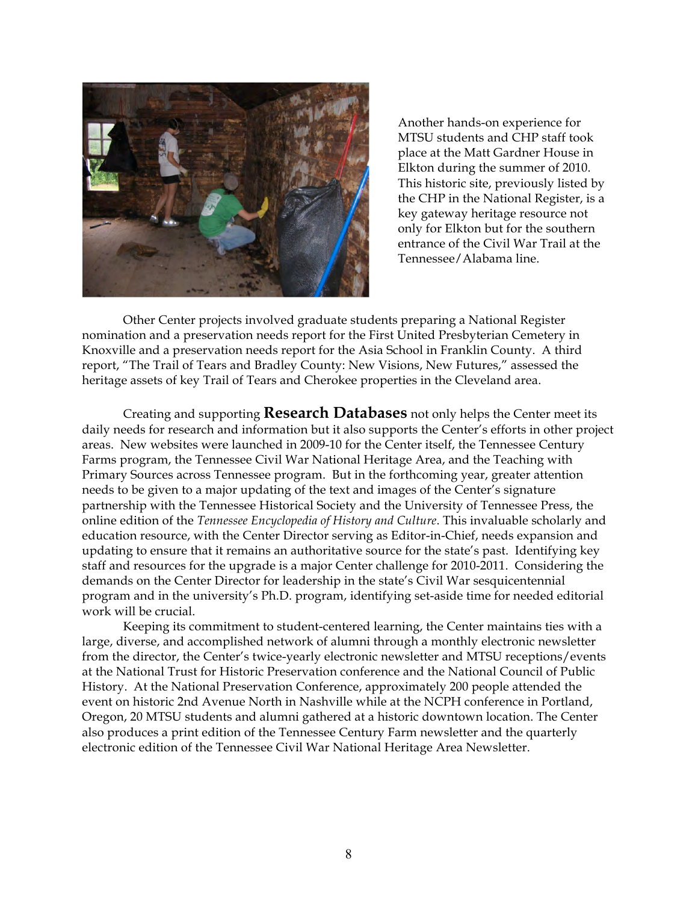Another hands-on experience for MTSU students and CHP staff took place at the Matt Gardner House in Elkton during the summer of 2010. This historic site, previously listed by the CHP in the National Register, is a key gateway heritage resource not only for Elkton but for the southern entrance of the Civil War Trail at the Tennessee/Alabama line.

Other Center projects involved graduate students preparing a National Register nomination and a preservation needs report for the First United Presbyterian Cemetery in Knoxville and a preservation needs report for the Asia School in Franklin County. A third report, "The Trail of Tears and Bradley County: New Visions, New Futures," assessed the heritage assets of key Trail of Tears and Cherokee properties in the Cleveland area.

Creating and supporting **Research Databases** not only helps the Center meet its daily needs for research and information but it also supports the Center's efforts in other project areas. New websites were launched in 2009-10 for the Center itself, the Tennessee Century Farms program, the Tennessee Civil War National Heritage Area, and the Teaching with Primary Sources across Tennessee program. But in the forthcoming year, greater attention needs to be given to a major updating of the text and images of the Center's signature partnership with the Tennessee Historical Society and the University of Tennessee Press, the online edition of the *Tennessee Encyclopedia of History and Culture*. This invaluable scholarly and education resource, with the Center Director serving as Editor-in-Chief, needs expansion and updating to ensure that it remains an authoritative source for the state's past. Identifying key staff and resources for the upgrade is a major Center challenge for 2010-2011. Considering the demands on the Center Director for leadership in the state's Civil War sesquicentennial program and in the university's Ph.D. program, identifying set-aside time for needed editorial work will be crucial.

Keeping its commitment to student-centered learning, the Center maintains ties with a large, diverse, and accomplished network of alumni through a monthly electronic newsletter from the director, the Center's twice-yearly electronic newsletter and MTSU receptions/events at the National Trust for Historic Preservation conference and the National Council of Public History. At the National Preservation Conference, approximately 200 people attended the event on historic 2nd Avenue North in Nashville while at the NCPH conference in Portland, Oregon, 20 MTSU students and alumni gathered at a historic downtown location. The Center also produces a print edition of the Tennessee Century Farm newsletter and the quarterly electronic edition of the Tennessee Civil War National Heritage Area Newsletter.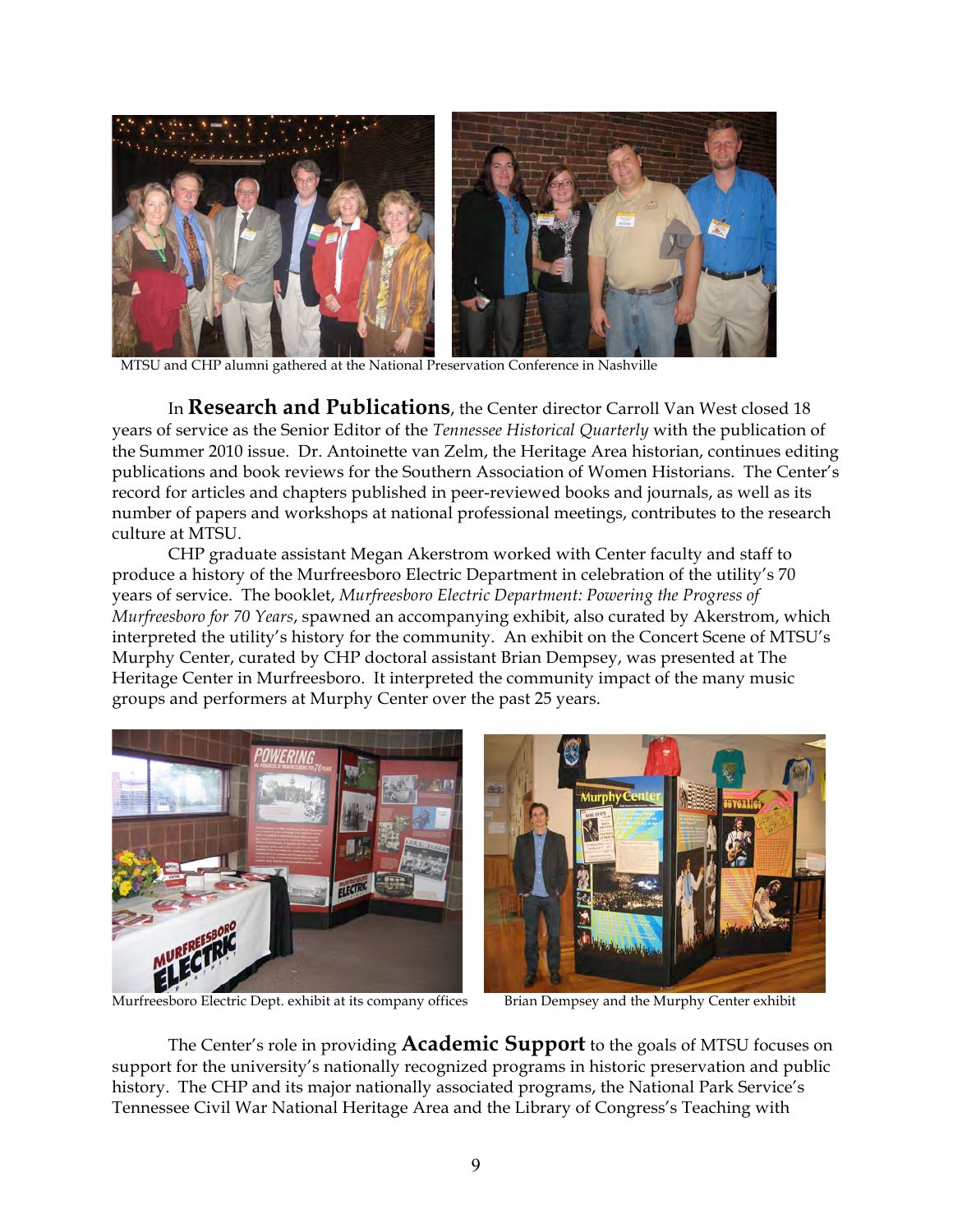MTSU and CHP alumni gathered at the National Preservation Conference in Nashville

In **Research and Publications**, the Center director Carroll Van West closed 18 years of service as the Senior Editor of the *Tennessee Historical Quarterly* with the publication of the Summer 2010 issue. Dr. Antoinette van Zelm, the Heritage Area historian, continues editing publications and book reviews for the Southern Association of Women Historians. The Center's record for articles and chapters published in peer-reviewed books and journals, as well as its number of papers and workshops at national professional meetings, contributes to the research culture at MTSU.

CHP graduate assistant Megan Akerstrom worked with Center faculty and staff to produce a history of the Murfreesboro Electric Department in celebration of the utility's 70 years of service. The booklet, *Murfreesboro Electric Department: Powering the Progress of Murfreesboro for 70 Years*, spawned an accompanying exhibit, also curated by Akerstrom, which interpreted the utility's history for the community. An exhibit on the Concert Scene of MTSU's Murphy Center, curated by CHP doctoral assistant Brian Dempsey, was presented at The Heritage Center in Murfreesboro. It interpreted the community impact of the many music groups and performers at Murphy Center over the past 25 years.

Murfreesboro Electric Dept. exhibit at its company offices

Brian Dempsey and the Murphy Center exhibit

The Center's role in providing **Academic Support** to the goals of MTSU focuses on support for the university's nationally recognized programs in historic preservation and public history. The CHP and its major nationally associated programs, the National Park Service's Tennessee Civil War National Heritage Area and the Library of Congress's Teaching with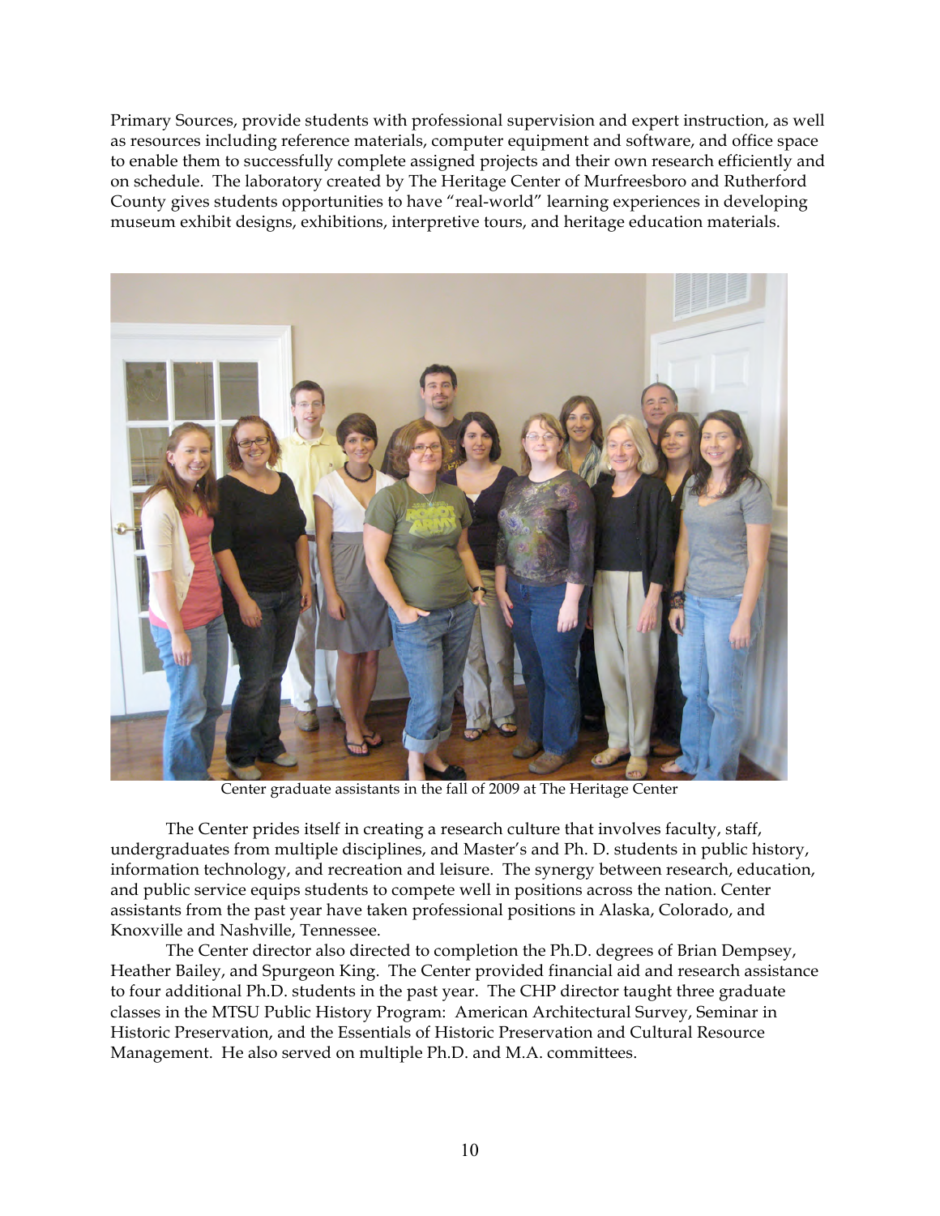Primary Sources, provide students with professional supervision and expert instruction, as well as resources including reference materials, computer equipment and software, and office space to enable them to successfully complete assigned projects and their own research efficiently and on schedule. The laboratory created by The Heritage Center of Murfreesboro and Rutherford County gives students opportunities to have "real-world" learning experiences in developing museum exhibit designs, exhibitions, interpretive tours, and heritage education materials.

Center graduate assistants in the fall of 2009 at The Heritage Center

The Center prides itself in creating a research culture that involves faculty, staff, undergraduates from multiple disciplines, and Master's and Ph. D. students in public history, information technology, and recreation and leisure. The synergy between research, education, and public service equips students to compete well in positions across the nation. Center assistants from the past year have taken professional positions in Alaska, Colorado, and Knoxville and Nashville, Tennessee.

The Center director also directed to completion the Ph.D. degrees of Brian Dempsey, Heather Bailey, and Spurgeon King. The Center provided financial aid and research assistance to four additional Ph.D. students in the past year. The CHP director taught three graduate classes in the MTSU Public History Program: American Architectural Survey, Seminar in Historic Preservation, and the Essentials of Historic Preservation and Cultural Resource Management. He also served on multiple Ph.D. and M.A. committees.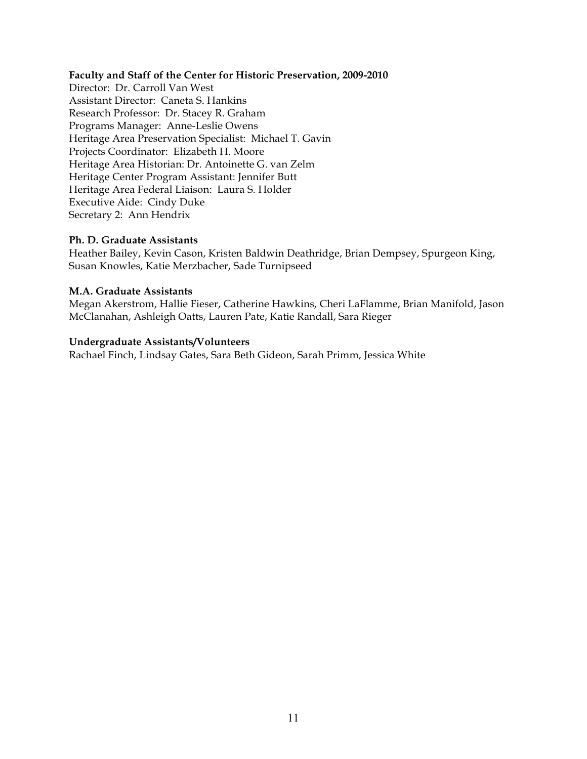**Faculty and Staff of the Center for Historic Preservation, 2009-2010**

Director: Dr. Carroll Van West
Assistant Director: Caneta S. Hankins
Research Professor: Dr. Stacey R. Graham
Programs Manager: Anne-Leslie Owens
Heritage Area Preservation Specialist: Michael T. Gavin
Projects Coordinator: Elizabeth H. Moore
Heritage Area Historian: Dr. Antoinette G. van Zelm
Heritage Center Program Assistant: Jennifer Butt
Heritage Area Federal Liaison: Laura S. Holder
Executive Aide: Cindy Duke
Secretary 2: Ann Hendrix

**Ph. D. Graduate Assistants**

Heather Bailey, Kevin Cason, Kristen Baldwin Deathridge, Brian Dempsey, Spurgeon King, Susan Knowles, Katie Merzbacher, Sade Turnipseed

**M.A. Graduate Assistants**

Megan Akerstrom, Hallie Fieser, Catherine Hawkins, Cheri LaFlamme, Brian Manifold, Jason McClanahan, Ashleigh Oatts, Lauren Pate, Katie Randall, Sara Rieger

**Undergraduate Assistants/Volunteers**

Rachael Finch, Lindsay Gates, Sara Beth Gideon, Sarah Primm, Jessica White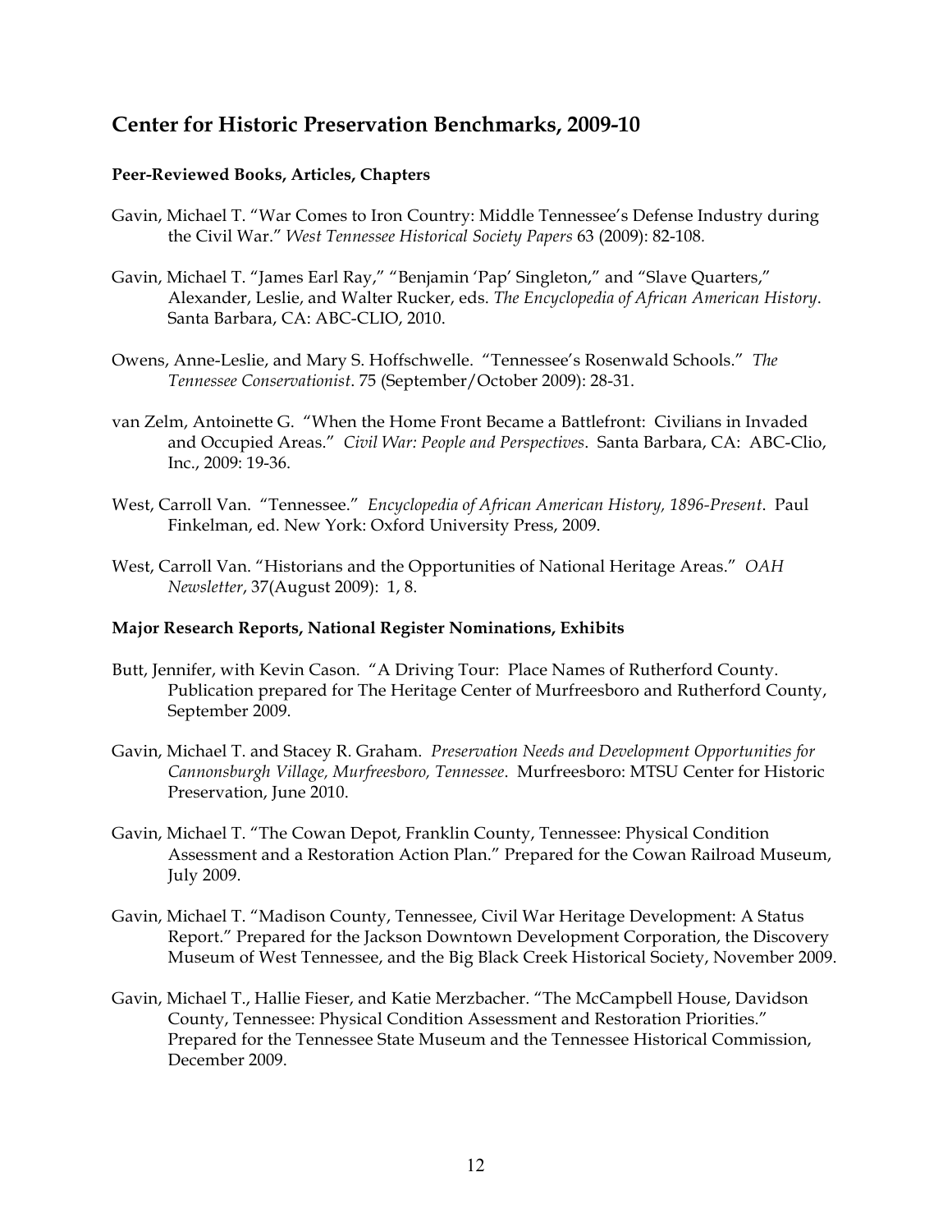## Center for Historic Preservation Benchmarks, 2009-10

### Peer-Reviewed Books, Articles, Chapters

Gavin, Michael T. "War Comes to Iron Country: Middle Tennessee's Defense Industry during the Civil War." *West Tennessee Historical Society Papers* 63 (2009): 82-108.

Gavin, Michael T. "James Earl Ray," "Benjamin 'Pap' Singleton," and "Slave Quarters," Alexander, Leslie, and Walter Rucker, eds. *The Encyclopedia of African American History*. Santa Barbara, CA: ABC-CLIO, 2010.

Owens, Anne-Leslie, and Mary S. Hoffschwelle. "Tennessee's Rosenwald Schools." *The Tennessee Conservationist*. 75 (September/October 2009): 28-31.

van Zelm, Antoinette G. "When the Home Front Became a Battlefront: Civilians in Invaded and Occupied Areas." *Civil War: People and Perspectives*. Santa Barbara, CA: ABC-Clio, Inc., 2009: 19-36.

West, Carroll Van. "Tennessee." *Encyclopedia of African American History, 1896-Present*. Paul Finkelman, ed. New York: Oxford University Press, 2009.

West, Carroll Van. "Historians and the Opportunities of National Heritage Areas." *OAH Newsletter*, 37(August 2009): 1, 8.

### Major Research Reports, National Register Nominations, Exhibits

Butt, Jennifer, with Kevin Cason. "A Driving Tour: Place Names of Rutherford County. Publication prepared for The Heritage Center of Murfreesboro and Rutherford County, September 2009.

Gavin, Michael T. and Stacey R. Graham. *Preservation Needs and Development Opportunities for Cannonsburgh Village, Murfreesboro, Tennessee*. Murfreesboro: MTSU Center for Historic Preservation, June 2010.

Gavin, Michael T. "The Cowan Depot, Franklin County, Tennessee: Physical Condition Assessment and a Restoration Action Plan." Prepared for the Cowan Railroad Museum, July 2009.

Gavin, Michael T. "Madison County, Tennessee, Civil War Heritage Development: A Status Report." Prepared for the Jackson Downtown Development Corporation, the Discovery Museum of West Tennessee, and the Big Black Creek Historical Society, November 2009.

Gavin, Michael T., Hallie Fieser, and Katie Merzbacher. "The McCampbell House, Davidson County, Tennessee: Physical Condition Assessment and Restoration Priorities." Prepared for the Tennessee State Museum and the Tennessee Historical Commission, December 2009.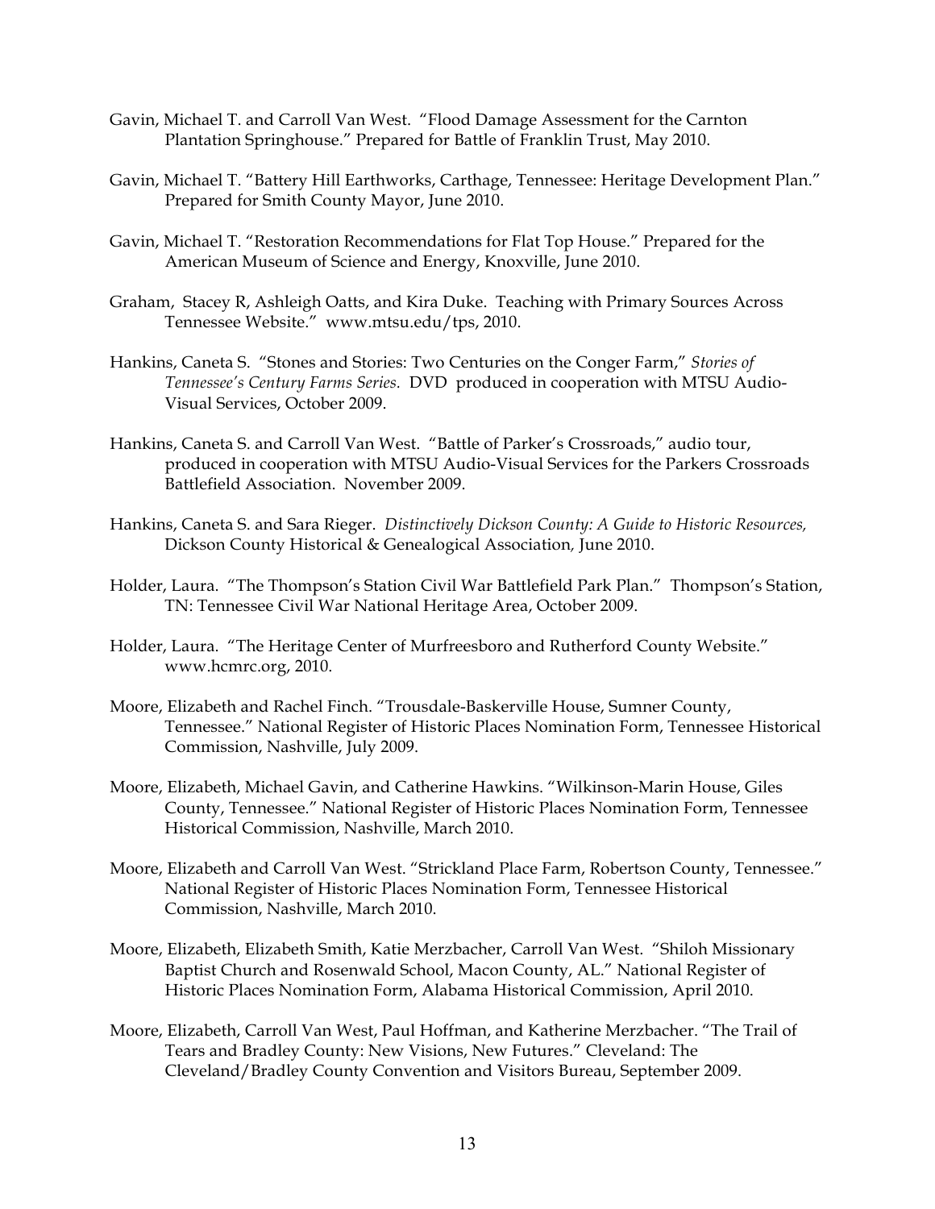Gavin, Michael T. and Carroll Van West. "Flood Damage Assessment for the Carnton Plantation Springhouse." Prepared for Battle of Franklin Trust, May 2010.

Gavin, Michael T. "Battery Hill Earthworks, Carthage, Tennessee: Heritage Development Plan." Prepared for Smith County Mayor, June 2010.

Gavin, Michael T. "Restoration Recommendations for Flat Top House." Prepared for the American Museum of Science and Energy, Knoxville, June 2010.

Graham, Stacey R, Ashleigh Oatts, and Kira Duke. Teaching with Primary Sources Across Tennessee Website." www.mtsu.edu/tps, 2010.

Hankins, Caneta S. "Stones and Stories: Two Centuries on the Conger Farm," *Stories of Tennessee's Century Farms Series.* DVD produced in cooperation with MTSU Audio-Visual Services, October 2009.

Hankins, Caneta S. and Carroll Van West. "Battle of Parker's Crossroads," audio tour, produced in cooperation with MTSU Audio-Visual Services for the Parkers Crossroads Battlefield Association. November 2009.

Hankins, Caneta S. and Sara Rieger. *Distinctively Dickson County: A Guide to Historic Resources,* Dickson County Historical & Genealogical Association, June 2010.

Holder, Laura. "The Thompson's Station Civil War Battlefield Park Plan." Thompson's Station, TN: Tennessee Civil War National Heritage Area, October 2009.

Holder, Laura. "The Heritage Center of Murfreesboro and Rutherford County Website." www.hcmrc.org, 2010.

Moore, Elizabeth and Rachel Finch. "Trousdale-Baskerville House, Sumner County, Tennessee." National Register of Historic Places Nomination Form, Tennessee Historical Commission, Nashville, July 2009.

Moore, Elizabeth, Michael Gavin, and Catherine Hawkins. "Wilkinson-Marin House, Giles County, Tennessee." National Register of Historic Places Nomination Form, Tennessee Historical Commission, Nashville, March 2010.

Moore, Elizabeth and Carroll Van West. "Strickland Place Farm, Robertson County, Tennessee." National Register of Historic Places Nomination Form, Tennessee Historical Commission, Nashville, March 2010.

Moore, Elizabeth, Elizabeth Smith, Katie Merzbacher, Carroll Van West. "Shiloh Missionary Baptist Church and Rosenwald School, Macon County, AL." National Register of Historic Places Nomination Form, Alabama Historical Commission, April 2010.

Moore, Elizabeth, Carroll Van West, Paul Hoffman, and Katherine Merzbacher. "The Trail of Tears and Bradley County: New Visions, New Futures." Cleveland: The Cleveland/Bradley County Convention and Visitors Bureau, September 2009.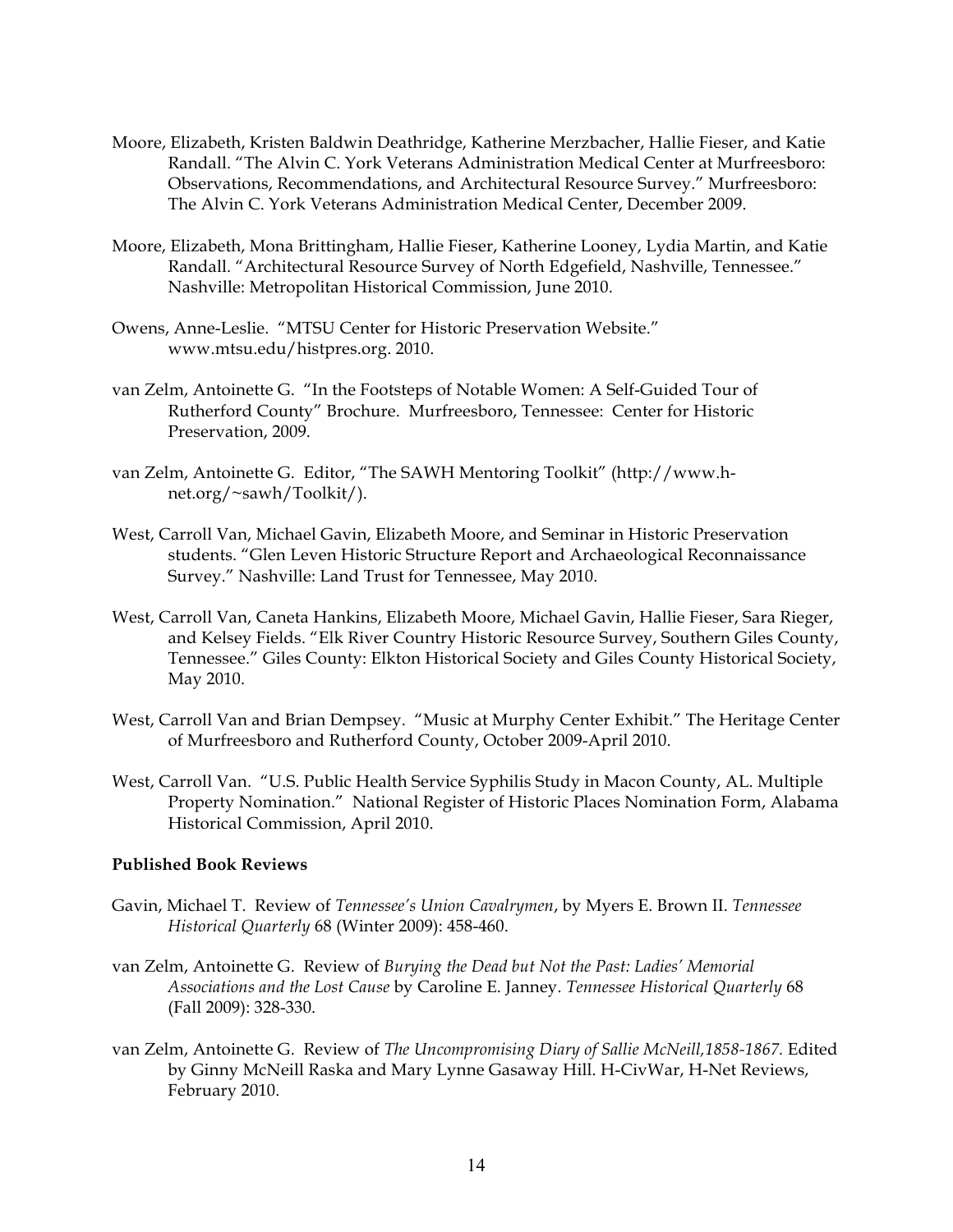Moore, Elizabeth, Kristen Baldwin Deathridge, Katherine Merzbacher, Hallie Fieser, and Katie Randall. "The Alvin C. York Veterans Administration Medical Center at Murfreesboro: Observations, Recommendations, and Architectural Resource Survey." Murfreesboro: The Alvin C. York Veterans Administration Medical Center, December 2009.

Moore, Elizabeth, Mona Brittingham, Hallie Fieser, Katherine Looney, Lydia Martin, and Katie Randall. "Architectural Resource Survey of North Edgefield, Nashville, Tennessee." Nashville: Metropolitan Historical Commission, June 2010.

Owens, Anne-Leslie. "MTSU Center for Historic Preservation Website." www.mtsu.edu/histpres.org. 2010.

van Zelm, Antoinette G. "In the Footsteps of Notable Women: A Self-Guided Tour of Rutherford County" Brochure. Murfreesboro, Tennessee: Center for Historic Preservation, 2009.

van Zelm, Antoinette G. Editor, "The SAWH Mentoring Toolkit" (http://www.h-net.org/~sawh/Toolkit/).

West, Carroll Van, Michael Gavin, Elizabeth Moore, and Seminar in Historic Preservation students. "Glen Leven Historic Structure Report and Archaeological Reconnaissance Survey." Nashville: Land Trust for Tennessee, May 2010.

West, Carroll Van, Caneta Hankins, Elizabeth Moore, Michael Gavin, Hallie Fieser, Sara Rieger, and Kelsey Fields. "Elk River Country Historic Resource Survey, Southern Giles County, Tennessee." Giles County: Elkton Historical Society and Giles County Historical Society, May 2010.

West, Carroll Van and Brian Dempsey. "Music at Murphy Center Exhibit." The Heritage Center of Murfreesboro and Rutherford County, October 2009-April 2010.

West, Carroll Van. "U.S. Public Health Service Syphilis Study in Macon County, AL. Multiple Property Nomination." National Register of Historic Places Nomination Form, Alabama Historical Commission, April 2010.

**Published Book Reviews**

Gavin, Michael T. Review of *Tennessee's Union Cavalrymen*, by Myers E. Brown II. *Tennessee Historical Quarterly* 68 (Winter 2009): 458-460.

van Zelm, Antoinette G. Review of *Burying the Dead but Not the Past: Ladies' Memorial Associations and the Lost Cause* by Caroline E. Janney. *Tennessee Historical Quarterly* 68 (Fall 2009): 328-330.

van Zelm, Antoinette G. Review of *The Uncompromising Diary of Sallie McNeill,1858-1867.* Edited by Ginny McNeill Raska and Mary Lynne Gasaway Hill. H-CivWar, H-Net Reviews, February 2010.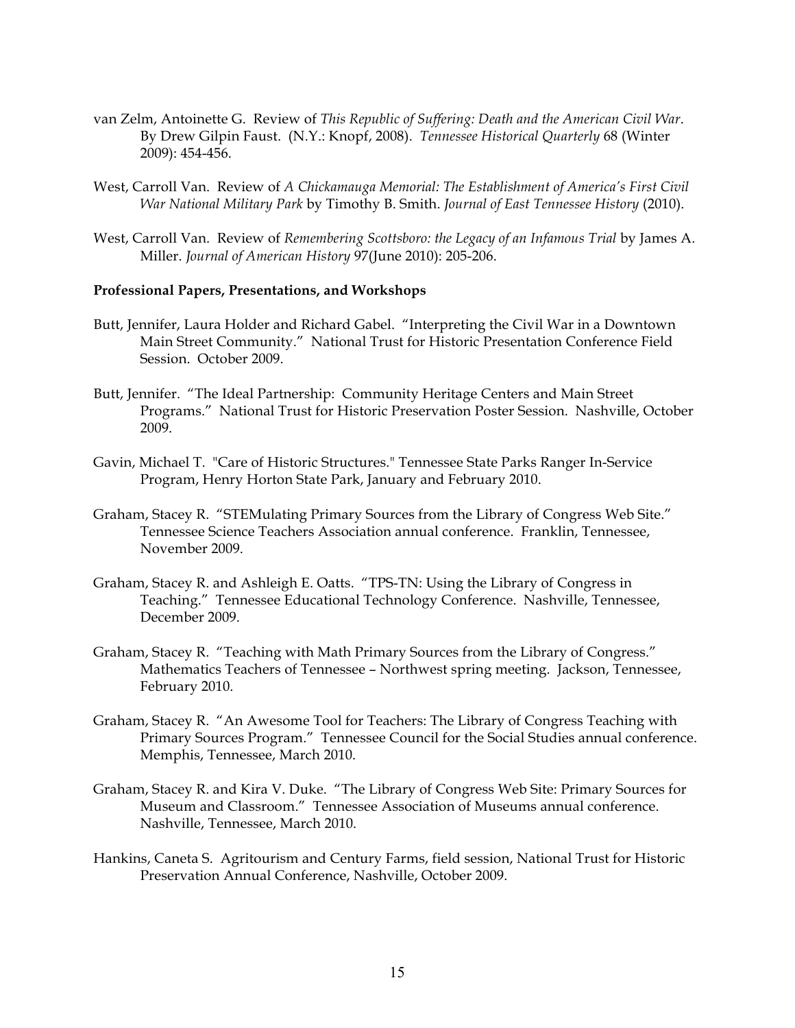van Zelm, Antoinette G. Review of *This Republic of Suffering: Death and the American Civil War*. By Drew Gilpin Faust. (N.Y.: Knopf, 2008). *Tennessee Historical Quarterly* 68 (Winter 2009): 454-456.

West, Carroll Van. Review of *A Chickamauga Memorial: The Establishment of America's First Civil War National Military Park* by Timothy B. Smith. *Journal of East Tennessee History* (2010).

West, Carroll Van. Review of *Remembering Scottsboro: the Legacy of an Infamous Trial* by James A. Miller. *Journal of American History* 97(June 2010): 205-206.

**Professional Papers, Presentations, and Workshops**

Butt, Jennifer, Laura Holder and Richard Gabel. "Interpreting the Civil War in a Downtown Main Street Community." National Trust for Historic Presentation Conference Field Session. October 2009.

Butt, Jennifer. "The Ideal Partnership: Community Heritage Centers and Main Street Programs." National Trust for Historic Preservation Poster Session. Nashville, October 2009.

Gavin, Michael T. "Care of Historic Structures." Tennessee State Parks Ranger In-Service Program, Henry Horton State Park, January and February 2010.

Graham, Stacey R. "STEMulating Primary Sources from the Library of Congress Web Site." Tennessee Science Teachers Association annual conference. Franklin, Tennessee, November 2009.

Graham, Stacey R. and Ashleigh E. Oatts. "TPS-TN: Using the Library of Congress in Teaching." Tennessee Educational Technology Conference. Nashville, Tennessee, December 2009.

Graham, Stacey R. "Teaching with Math Primary Sources from the Library of Congress." Mathematics Teachers of Tennessee – Northwest spring meeting. Jackson, Tennessee, February 2010.

Graham, Stacey R. "An Awesome Tool for Teachers: The Library of Congress Teaching with Primary Sources Program." Tennessee Council for the Social Studies annual conference. Memphis, Tennessee, March 2010.

Graham, Stacey R. and Kira V. Duke. "The Library of Congress Web Site: Primary Sources for Museum and Classroom." Tennessee Association of Museums annual conference. Nashville, Tennessee, March 2010.

Hankins, Caneta S. Agritourism and Century Farms, field session, National Trust for Historic Preservation Annual Conference, Nashville, October 2009.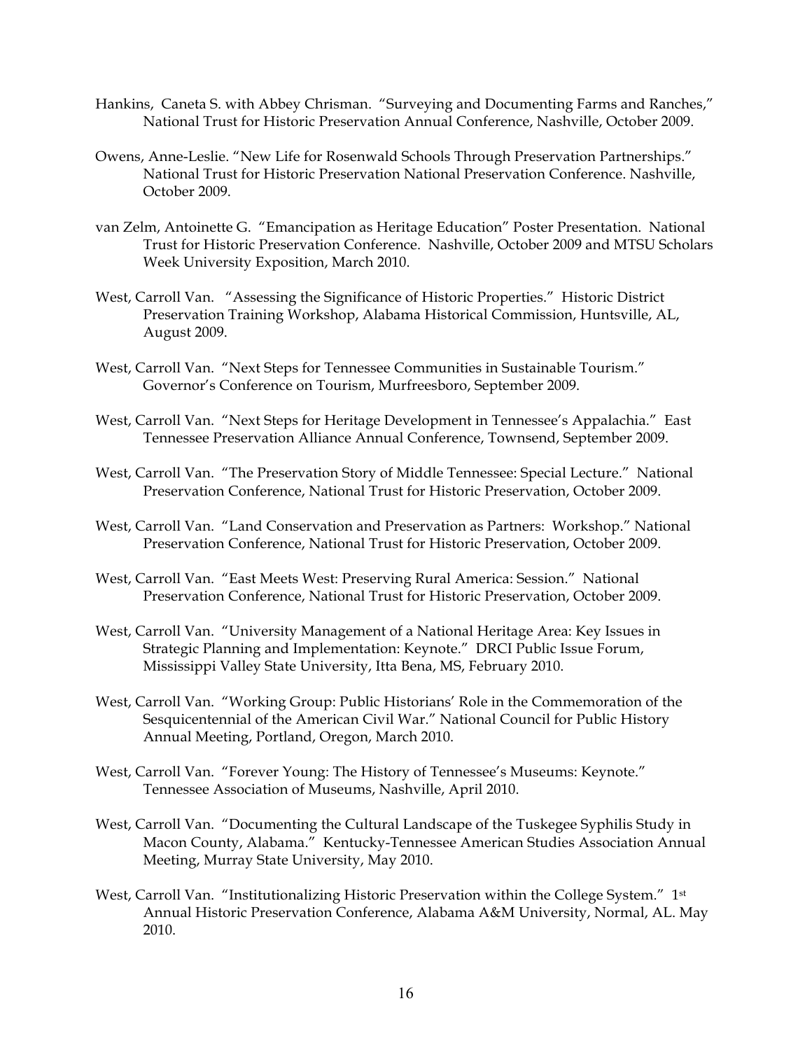Hankins, Caneta S. with Abbey Chrisman. "Surveying and Documenting Farms and Ranches," National Trust for Historic Preservation Annual Conference, Nashville, October 2009.

Owens, Anne-Leslie. "New Life for Rosenwald Schools Through Preservation Partnerships." National Trust for Historic Preservation National Preservation Conference. Nashville, October 2009.

van Zelm, Antoinette G. "Emancipation as Heritage Education" Poster Presentation. National Trust for Historic Preservation Conference. Nashville, October 2009 and MTSU Scholars Week University Exposition, March 2010.

West, Carroll Van. "Assessing the Significance of Historic Properties." Historic District Preservation Training Workshop, Alabama Historical Commission, Huntsville, AL, August 2009.

West, Carroll Van. "Next Steps for Tennessee Communities in Sustainable Tourism." Governor's Conference on Tourism, Murfreesboro, September 2009.

West, Carroll Van. "Next Steps for Heritage Development in Tennessee's Appalachia." East Tennessee Preservation Alliance Annual Conference, Townsend, September 2009.

West, Carroll Van. "The Preservation Story of Middle Tennessee: Special Lecture." National Preservation Conference, National Trust for Historic Preservation, October 2009.

West, Carroll Van. "Land Conservation and Preservation as Partners: Workshop." National Preservation Conference, National Trust for Historic Preservation, October 2009.

West, Carroll Van. "East Meets West: Preserving Rural America: Session." National Preservation Conference, National Trust for Historic Preservation, October 2009.

West, Carroll Van. "University Management of a National Heritage Area: Key Issues in Strategic Planning and Implementation: Keynote." DRCI Public Issue Forum, Mississippi Valley State University, Itta Bena, MS, February 2010.

West, Carroll Van. "Working Group: Public Historians' Role in the Commemoration of the Sesquicentennial of the American Civil War." National Council for Public History Annual Meeting, Portland, Oregon, March 2010.

West, Carroll Van. "Forever Young: The History of Tennessee's Museums: Keynote." Tennessee Association of Museums, Nashville, April 2010.

West, Carroll Van. "Documenting the Cultural Landscape of the Tuskegee Syphilis Study in Macon County, Alabama." Kentucky-Tennessee American Studies Association Annual Meeting, Murray State University, May 2010.

West, Carroll Van. "Institutionalizing Historic Preservation within the College System." 1st Annual Historic Preservation Conference, Alabama A&M University, Normal, AL. May 2010.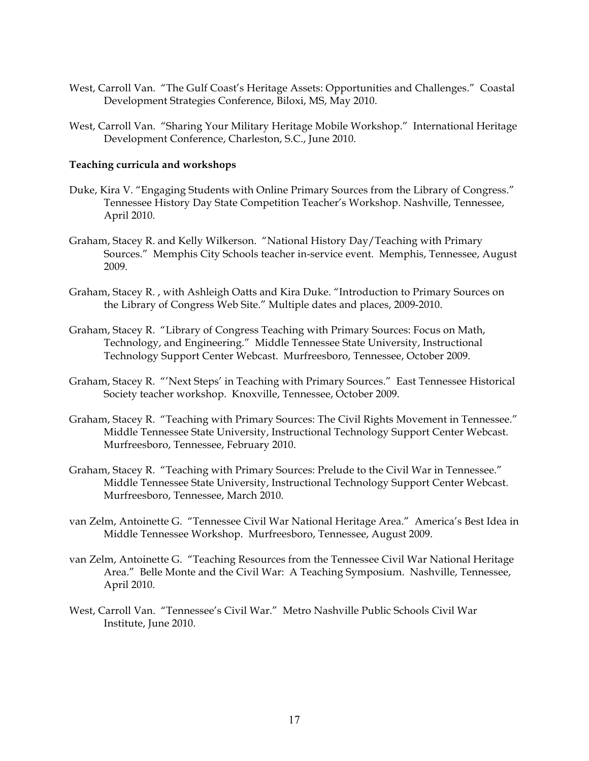West, Carroll Van. "The Gulf Coast's Heritage Assets: Opportunities and Challenges." Coastal Development Strategies Conference, Biloxi, MS, May 2010.

West, Carroll Van. "Sharing Your Military Heritage Mobile Workshop." International Heritage Development Conference, Charleston, S.C., June 2010.

**Teaching curricula and workshops**

Duke, Kira V. "Engaging Students with Online Primary Sources from the Library of Congress." Tennessee History Day State Competition Teacher's Workshop. Nashville, Tennessee, April 2010.

Graham, Stacey R. and Kelly Wilkerson. "National History Day/Teaching with Primary Sources." Memphis City Schools teacher in-service event. Memphis, Tennessee, August 2009.

Graham, Stacey R. , with Ashleigh Oatts and Kira Duke. "Introduction to Primary Sources on the Library of Congress Web Site." Multiple dates and places, 2009-2010.

Graham, Stacey R. "Library of Congress Teaching with Primary Sources: Focus on Math, Technology, and Engineering." Middle Tennessee State University, Instructional Technology Support Center Webcast. Murfreesboro, Tennessee, October 2009.

Graham, Stacey R. "'Next Steps' in Teaching with Primary Sources." East Tennessee Historical Society teacher workshop. Knoxville, Tennessee, October 2009.

Graham, Stacey R. "Teaching with Primary Sources: The Civil Rights Movement in Tennessee." Middle Tennessee State University, Instructional Technology Support Center Webcast. Murfreesboro, Tennessee, February 2010.

Graham, Stacey R. "Teaching with Primary Sources: Prelude to the Civil War in Tennessee." Middle Tennessee State University, Instructional Technology Support Center Webcast. Murfreesboro, Tennessee, March 2010.

van Zelm, Antoinette G. "Tennessee Civil War National Heritage Area." America's Best Idea in Middle Tennessee Workshop. Murfreesboro, Tennessee, August 2009.

van Zelm, Antoinette G. "Teaching Resources from the Tennessee Civil War National Heritage Area." Belle Monte and the Civil War: A Teaching Symposium. Nashville, Tennessee, April 2010.

West, Carroll Van. "Tennessee's Civil War." Metro Nashville Public Schools Civil War Institute, June 2010.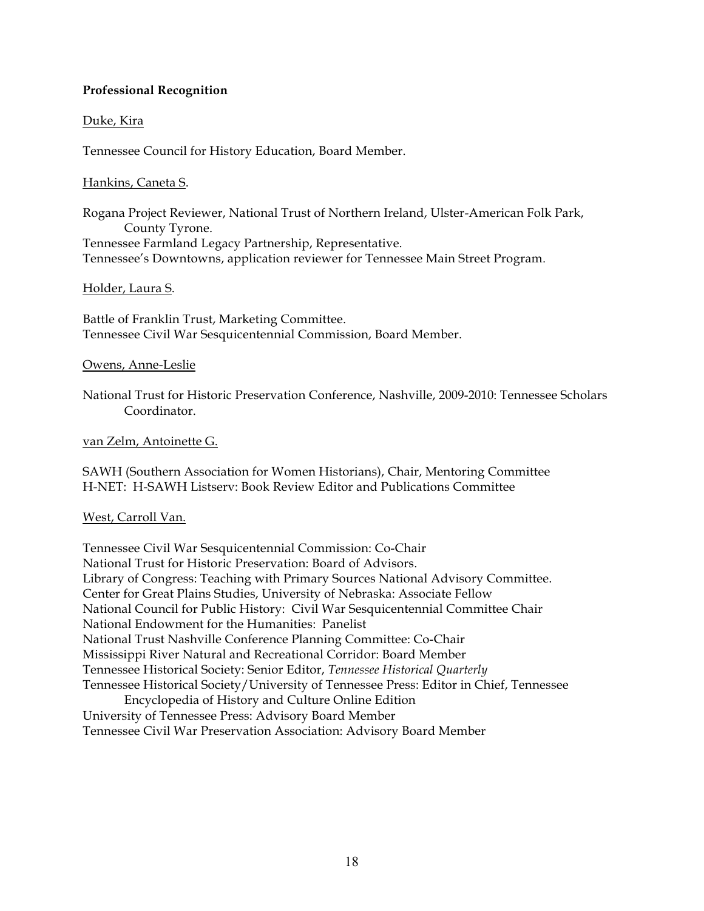**Professional Recognition**

Duke, Kira

Tennessee Council for History Education, Board Member.

Hankins, Caneta S.

Rogana Project Reviewer, National Trust of Northern Ireland, Ulster-American Folk Park, County Tyrone.
Tennessee Farmland Legacy Partnership, Representative.
Tennessee's Downtowns, application reviewer for Tennessee Main Street Program.

Holder, Laura S.

Battle of Franklin Trust, Marketing Committee.
Tennessee Civil War Sesquicentennial Commission, Board Member.

Owens, Anne-Leslie

National Trust for Historic Preservation Conference, Nashville, 2009-2010: Tennessee Scholars Coordinator.

van Zelm, Antoinette G.

SAWH (Southern Association for Women Historians), Chair, Mentoring Committee
H-NET: H-SAWH Listserv: Book Review Editor and Publications Committee

West, Carroll Van.

Tennessee Civil War Sesquicentennial Commission: Co-Chair
National Trust for Historic Preservation: Board of Advisors.
Library of Congress: Teaching with Primary Sources National Advisory Committee.
Center for Great Plains Studies, University of Nebraska: Associate Fellow
National Council for Public History: Civil War Sesquicentennial Committee Chair
National Endowment for the Humanities: Panelist
National Trust Nashville Conference Planning Committee: Co-Chair
Mississippi River Natural and Recreational Corridor: Board Member
Tennessee Historical Society: Senior Editor, *Tennessee Historical Quarterly*
Tennessee Historical Society/University of Tennessee Press: Editor in Chief, Tennessee Encyclopedia of History and Culture Online Edition
University of Tennessee Press: Advisory Board Member
Tennessee Civil War Preservation Association: Advisory Board Member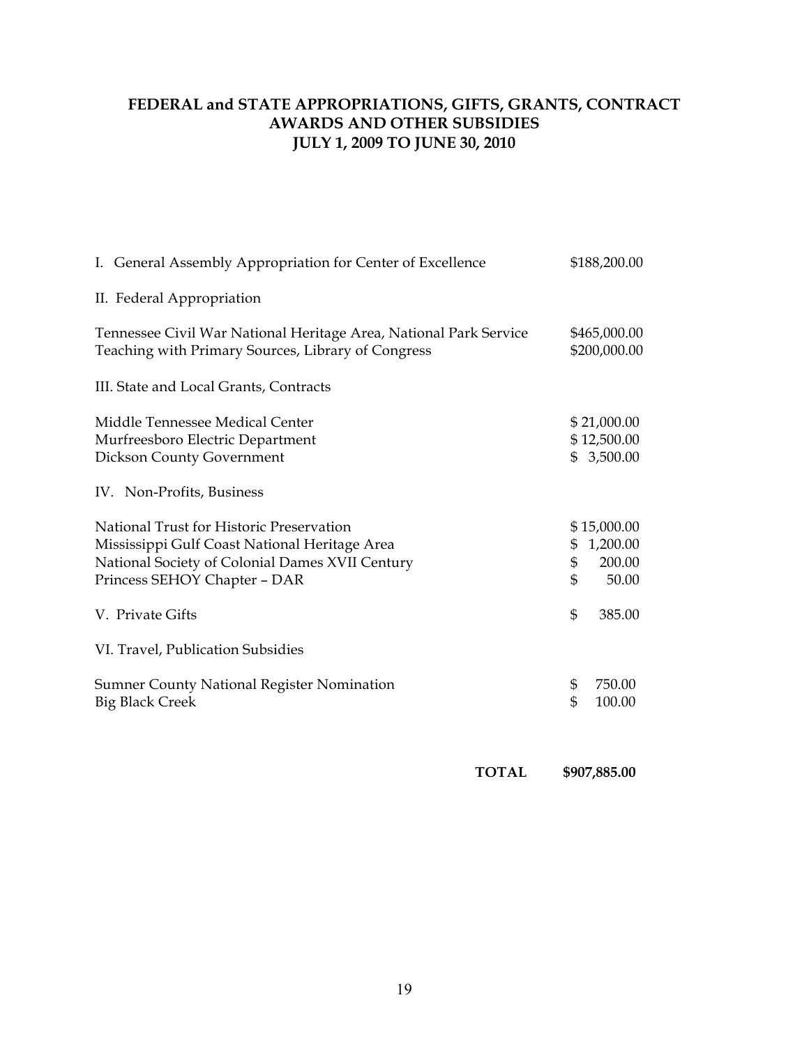# FEDERAL and STATE APPROPRIATIONS, GIFTS, GRANTS, CONTRACT AWARDS AND OTHER SUBSIDIES
## JULY 1, 2009 TO JUNE 30, 2010

| | |
|---|---|
| I. General Assembly Appropriation for Center of Excellence | $188,200.00 |
| II. Federal Appropriation | |
| Tennessee Civil War National Heritage Area, National Park Service | $465,000.00 |
| Teaching with Primary Sources, Library of Congress | $200,000.00 |
| III. State and Local Grants, Contracts | |
| Middle Tennessee Medical Center | $ 21,000.00 |
| Murfreesboro Electric Department | $ 12,500.00 |
| Dickson County Government | $ 3,500.00 |
| IV. Non-Profits, Business | |
| National Trust for Historic Preservation | $ 15,000.00 |
| Mississippi Gulf Coast National Heritage Area | $ 1,200.00 |
| National Society of Colonial Dames XVII Century | $ 200.00 |
| Princess SEHOY Chapter – DAR | $ 50.00 |
| V. Private Gifts | $ 385.00 |
| VI. Travel, Publication Subsidies | |
| Sumner County National Register Nomination | $ 750.00 |
| Big Black Creek | $ 100.00 |
| **TOTAL** | **$907,885.00** |